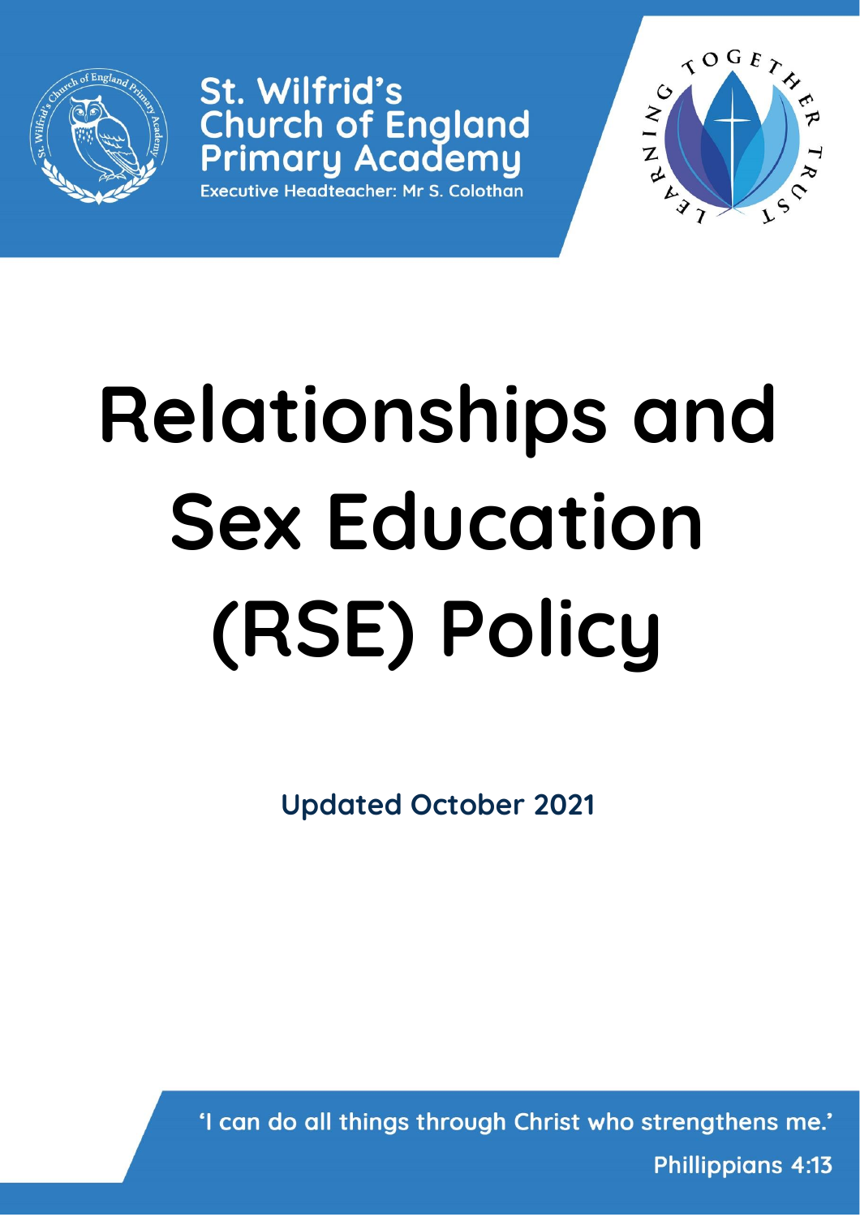St. Wilfrid's Church of England Primary Academy

Executive Headteacher: Mr S. Colothan

# Relationships and Sex Education (RSE) Policy

**Updated October 2021**

'I can do all things through Christ who strengthens me.'

Phillippians 4:13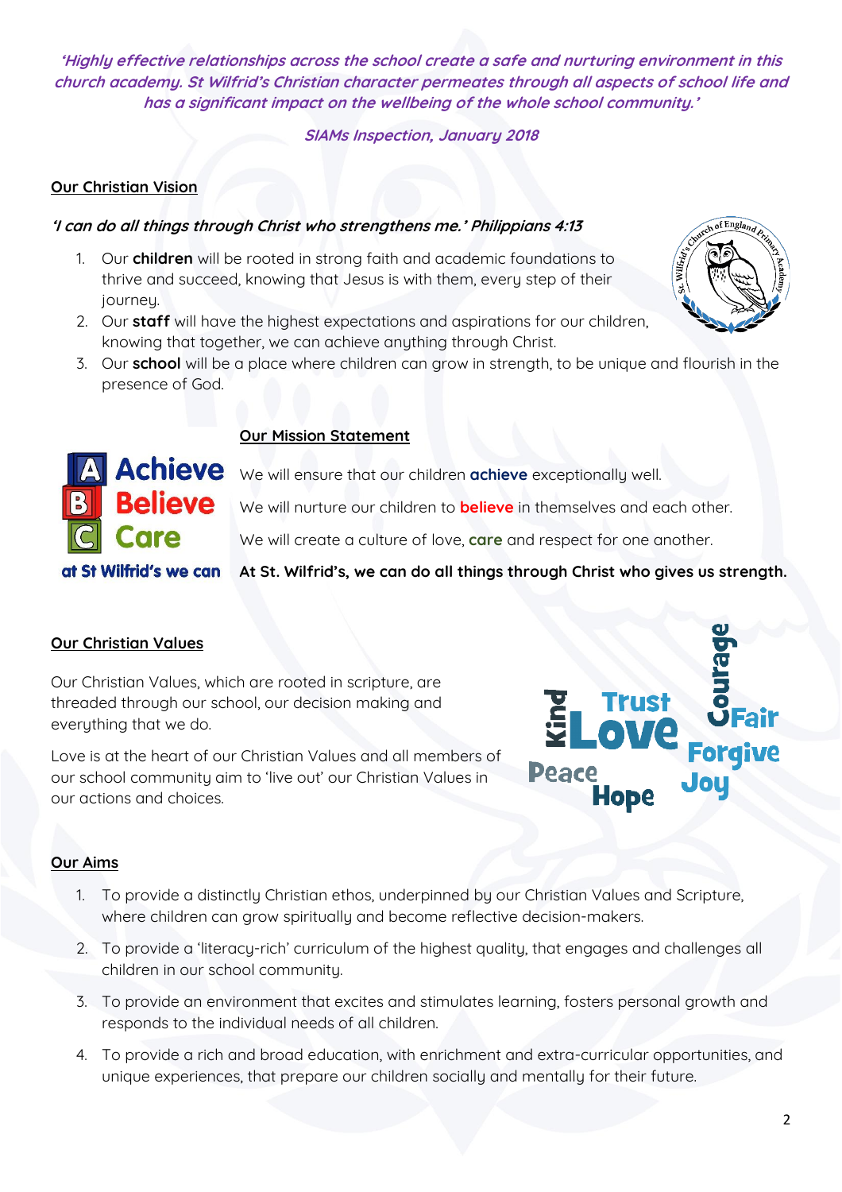*'Highly effective relationships across the school create a safe and nurturing environment in this church academy. St Wilfrid's Christian character permeates through all aspects of school life and has a significant impact on the wellbeing of the whole school community.'*

*SIAMs Inspection, January 2018*

## Our Christian Vision

***'I can do all things through Christ who strengthens me.' Philippians 4:13***

1. Our **children** will be rooted in strong faith and academic foundations to thrive and succeed, knowing that Jesus is with them, every step of their journey.
2. Our **staff** will have the highest expectations and aspirations for our children, knowing that together, we can achieve anything through Christ.
3. Our **school** will be a place where children can grow in strength, to be unique and flourish in the presence of God.

## Our Mission Statement

**A Achieve** We will ensure that our children **achieve** exceptionally well.

**B Believe** We will nurture our children to **believe** in themselves and each other.

**C Care** We will create a culture of love, **care** and respect for one another.

**at St Wilfrid's we can** **At St. Wilfrid's, we can do all things through Christ who gives us strength.**

## Our Christian Values

Our Christian Values, which are rooted in scripture, are threaded through our school, our decision making and everything that we do.

Love is at the heart of our Christian Values and all members of our school community aim to 'live out' our Christian Values in our actions and choices.

Kind, Trust, Love, Courage, Fair, Forgive, Peace, Hope, Joy

## Our Aims

1. To provide a distinctly Christian ethos, underpinned by our Christian Values and Scripture, where children can grow spiritually and become reflective decision-makers.
2. To provide a 'literacy-rich' curriculum of the highest quality, that engages and challenges all children in our school community.
3. To provide an environment that excites and stimulates learning, fosters personal growth and responds to the individual needs of all children.
4. To provide a rich and broad education, with enrichment and extra-curricular opportunities, and unique experiences, that prepare our children socially and mentally for their future.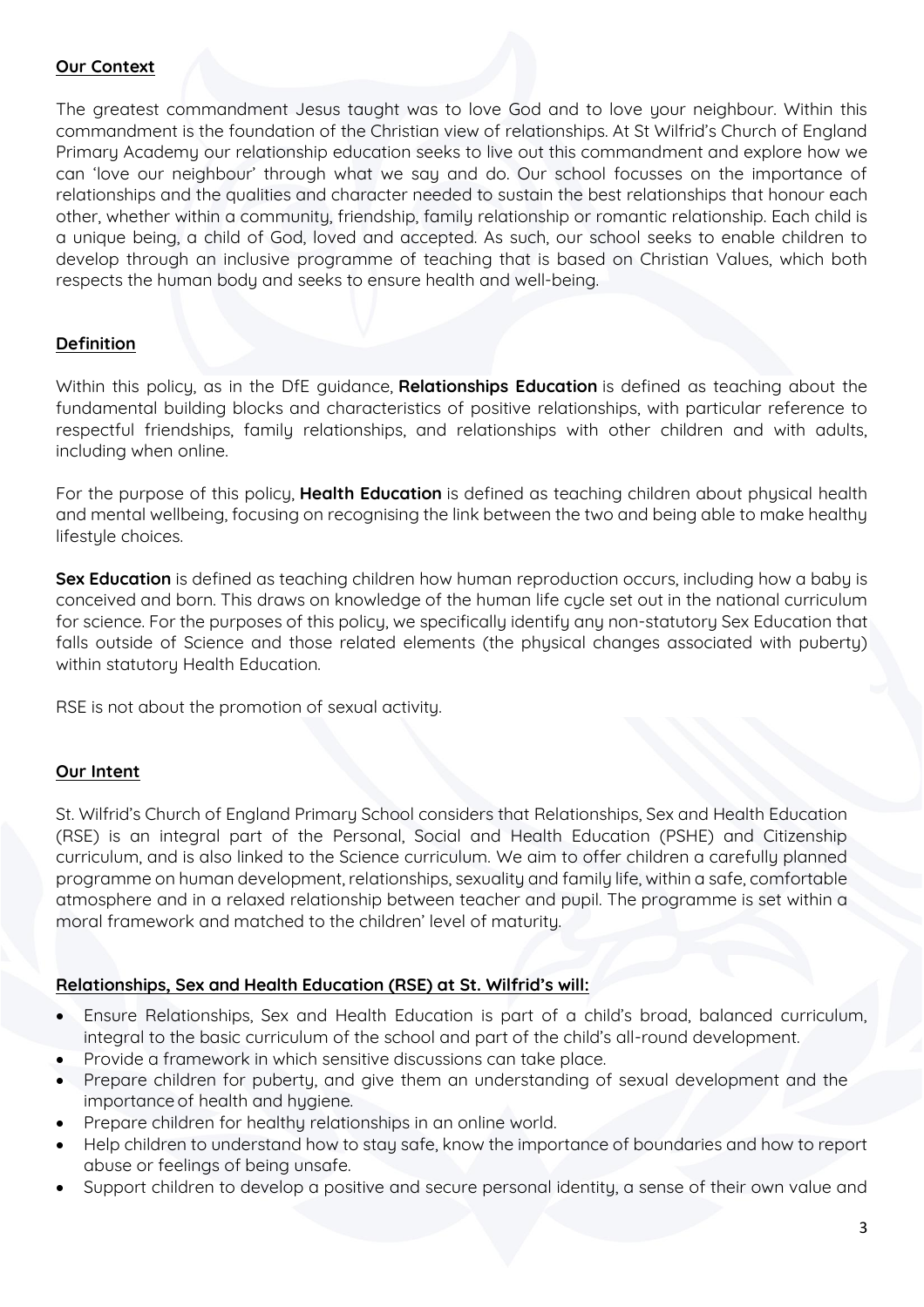## Our Context

The greatest commandment Jesus taught was to love God and to love your neighbour. Within this commandment is the foundation of the Christian view of relationships. At St Wilfrid's Church of England Primary Academy our relationship education seeks to live out this commandment and explore how we can 'love our neighbour' through what we say and do. Our school focusses on the importance of relationships and the qualities and character needed to sustain the best relationships that honour each other, whether within a community, friendship, family relationship or romantic relationship. Each child is a unique being, a child of God, loved and accepted. As such, our school seeks to enable children to develop through an inclusive programme of teaching that is based on Christian Values, which both respects the human body and seeks to ensure health and well-being.

## Definition

Within this policy, as in the DfE guidance, **Relationships Education** is defined as teaching about the fundamental building blocks and characteristics of positive relationships, with particular reference to respectful friendships, family relationships, and relationships with other children and with adults, including when online.

For the purpose of this policy, **Health Education** is defined as teaching children about physical health and mental wellbeing, focusing on recognising the link between the two and being able to make healthy lifestyle choices.

**Sex Education** is defined as teaching children how human reproduction occurs, including how a baby is conceived and born. This draws on knowledge of the human life cycle set out in the national curriculum for science. For the purposes of this policy, we specifically identify any non-statutory Sex Education that falls outside of Science and those related elements (the physical changes associated with puberty) within statutory Health Education.

RSE is not about the promotion of sexual activity.

## Our Intent

St. Wilfrid's Church of England Primary School considers that Relationships, Sex and Health Education (RSE) is an integral part of the Personal, Social and Health Education (PSHE) and Citizenship curriculum, and is also linked to the Science curriculum. We aim to offer children a carefully planned programme on human development, relationships, sexuality and family life, within a safe, comfortable atmosphere and in a relaxed relationship between teacher and pupil. The programme is set within a moral framework and matched to the children' level of maturity.

## Relationships, Sex and Health Education (RSE) at St. Wilfrid's will:

- Ensure Relationships, Sex and Health Education is part of a child's broad, balanced curriculum, integral to the basic curriculum of the school and part of the child's all-round development.
- Provide a framework in which sensitive discussions can take place.
- Prepare children for puberty, and give them an understanding of sexual development and the importance of health and hygiene.
- Prepare children for healthy relationships in an online world.
- Help children to understand how to stay safe, know the importance of boundaries and how to report abuse or feelings of being unsafe.
- Support children to develop a positive and secure personal identity, a sense of their own value and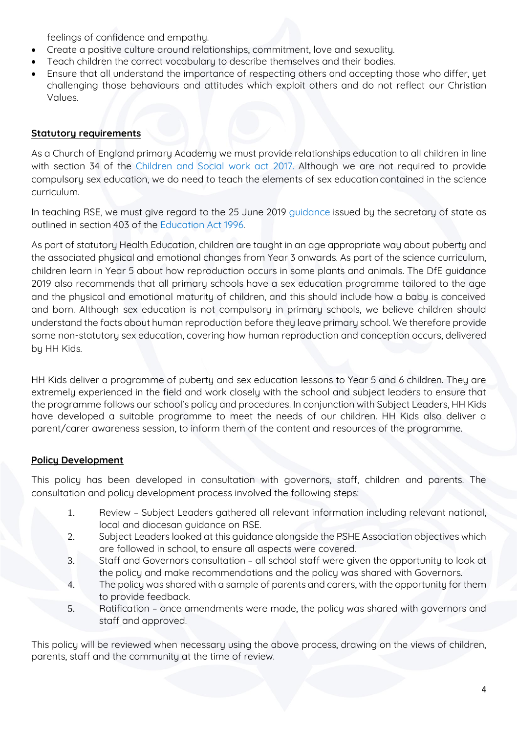feelings of confidence and empathy.

- Create a positive culture around relationships, commitment, love and sexuality.
- Teach children the correct vocabulary to describe themselves and their bodies.
- Ensure that all understand the importance of respecting others and accepting those who differ, yet challenging those behaviours and attitudes which exploit others and do not reflect our Christian Values.

**Statutory requirements**

As a Church of England primary Academy we must provide relationships education to all children in line with section 34 of the Children and Social work act 2017. Although we are not required to provide compulsory sex education, we do need to teach the elements of sex education contained in the science curriculum.

In teaching RSE, we must give regard to the 25 June 2019 guidance issued by the secretary of state as outlined in section 403 of the Education Act 1996.

As part of statutory Health Education, children are taught in an age appropriate way about puberty and the associated physical and emotional changes from Year 3 onwards. As part of the science curriculum, children learn in Year 5 about how reproduction occurs in some plants and animals. The DfE guidance 2019 also recommends that all primary schools have a sex education programme tailored to the age and the physical and emotional maturity of children, and this should include how a baby is conceived and born. Although sex education is not compulsory in primary schools, we believe children should understand the facts about human reproduction before they leave primary school. We therefore provide some non-statutory sex education, covering how human reproduction and conception occurs, delivered by HH Kids.

HH Kids deliver a programme of puberty and sex education lessons to Year 5 and 6 children. They are extremely experienced in the field and work closely with the school and subject leaders to ensure that the programme follows our school's policy and procedures. In conjunction with Subject Leaders, HH Kids have developed a suitable programme to meet the needs of our children. HH Kids also deliver a parent/carer awareness session, to inform them of the content and resources of the programme.

**Policy Development**

This policy has been developed in consultation with governors, staff, children and parents. The consultation and policy development process involved the following steps:

1. Review – Subject Leaders gathered all relevant information including relevant national, local and diocesan guidance on RSE.
2. Subject Leaders looked at this guidance alongside the PSHE Association objectives which are followed in school, to ensure all aspects were covered.
3. Staff and Governors consultation – all school staff were given the opportunity to look at the policy and make recommendations and the policy was shared with Governors.
4. The policy was shared with a sample of parents and carers, with the opportunity for them to provide feedback.
5. Ratification – once amendments were made, the policy was shared with governors and staff and approved.

This policy will be reviewed when necessary using the above process, drawing on the views of children, parents, staff and the community at the time of review.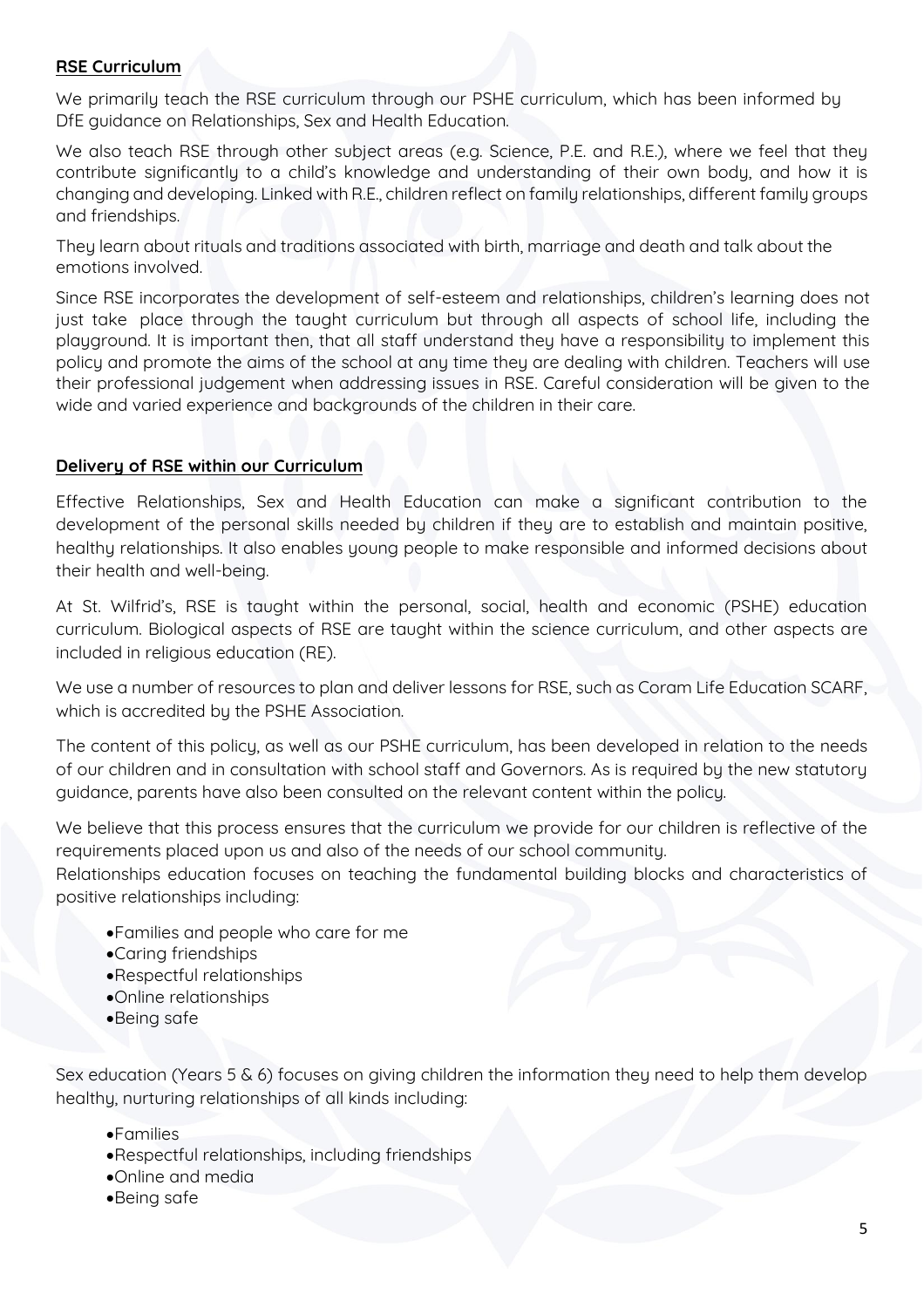## RSE Curriculum

We primarily teach the RSE curriculum through our PSHE curriculum, which has been informed by DfE guidance on Relationships, Sex and Health Education.

We also teach RSE through other subject areas (e.g. Science, P.E. and R.E.), where we feel that they contribute significantly to a child's knowledge and understanding of their own body, and how it is changing and developing. Linked with R.E., children reflect on family relationships, different family groups and friendships.

They learn about rituals and traditions associated with birth, marriage and death and talk about the emotions involved.

Since RSE incorporates the development of self-esteem and relationships, children's learning does not just take place through the taught curriculum but through all aspects of school life, including the playground. It is important then, that all staff understand they have a responsibility to implement this policy and promote the aims of the school at any time they are dealing with children. Teachers will use their professional judgement when addressing issues in RSE. Careful consideration will be given to the wide and varied experience and backgrounds of the children in their care.

## Delivery of RSE within our Curriculum

Effective Relationships, Sex and Health Education can make a significant contribution to the development of the personal skills needed by children if they are to establish and maintain positive, healthy relationships. It also enables young people to make responsible and informed decisions about their health and well-being.

At St. Wilfrid's, RSE is taught within the personal, social, health and economic (PSHE) education curriculum. Biological aspects of RSE are taught within the science curriculum, and other aspects are included in religious education (RE).

We use a number of resources to plan and deliver lessons for RSE, such as Coram Life Education SCARF, which is accredited by the PSHE Association.

The content of this policy, as well as our PSHE curriculum, has been developed in relation to the needs of our children and in consultation with school staff and Governors. As is required by the new statutory guidance, parents have also been consulted on the relevant content within the policy.

We believe that this process ensures that the curriculum we provide for our children is reflective of the requirements placed upon us and also of the needs of our school community.

Relationships education focuses on teaching the fundamental building blocks and characteristics of positive relationships including:

- Families and people who care for me
- Caring friendships
- Respectful relationships
- Online relationships
- Being safe

Sex education (Years 5 & 6) focuses on giving children the information they need to help them develop healthy, nurturing relationships of all kinds including:

- Families
- Respectful relationships, including friendships
- Online and media
- Being safe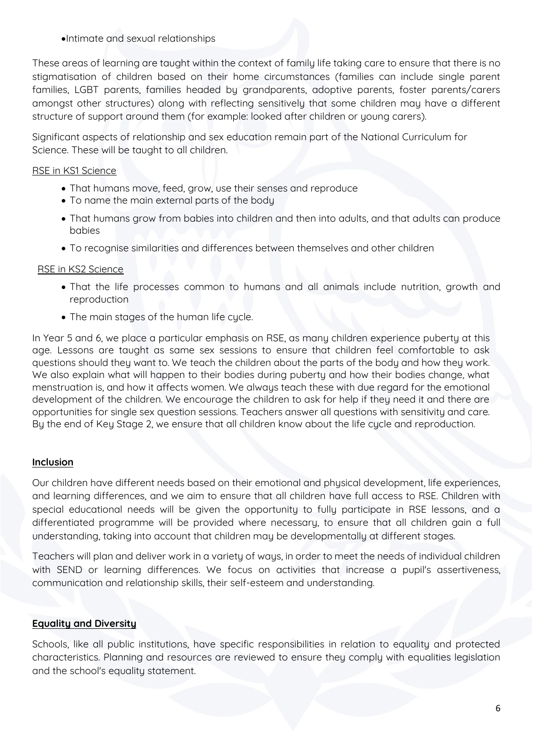- Intimate and sexual relationships

These areas of learning are taught within the context of family life taking care to ensure that there is no stigmatisation of children based on their home circumstances (families can include single parent families, LGBT parents, families headed by grandparents, adoptive parents, foster parents/carers amongst other structures) along with reflecting sensitively that some children may have a different structure of support around them (for example: looked after children or young carers).

Significant aspects of relationship and sex education remain part of the National Curriculum for Science. These will be taught to all children.

RSE in KS1 Science

- That humans move, feed, grow, use their senses and reproduce
- To name the main external parts of the body
- That humans grow from babies into children and then into adults, and that adults can produce babies
- To recognise similarities and differences between themselves and other children

RSE in KS2 Science

- That the life processes common to humans and all animals include nutrition, growth and reproduction
- The main stages of the human life cycle.

In Year 5 and 6, we place a particular emphasis on RSE, as many children experience puberty at this age. Lessons are taught as same sex sessions to ensure that children feel comfortable to ask questions should they want to. We teach the children about the parts of the body and how they work. We also explain what will happen to their bodies during puberty and how their bodies change, what menstruation is, and how it affects women. We always teach these with due regard for the emotional development of the children. We encourage the children to ask for help if they need it and there are opportunities for single sex question sessions. Teachers answer all questions with sensitivity and care. By the end of Key Stage 2, we ensure that all children know about the life cycle and reproduction.

## Inclusion

Our children have different needs based on their emotional and physical development, life experiences, and learning differences, and we aim to ensure that all children have full access to RSE. Children with special educational needs will be given the opportunity to fully participate in RSE lessons, and a differentiated programme will be provided where necessary, to ensure that all children gain a full understanding, taking into account that children may be developmentally at different stages.

Teachers will plan and deliver work in a variety of ways, in order to meet the needs of individual children with SEND or learning differences. We focus on activities that increase a pupil's assertiveness, communication and relationship skills, their self-esteem and understanding.

## Equality and Diversity

Schools, like all public institutions, have specific responsibilities in relation to equality and protected characteristics. Planning and resources are reviewed to ensure they comply with equalities legislation and the school's equality statement.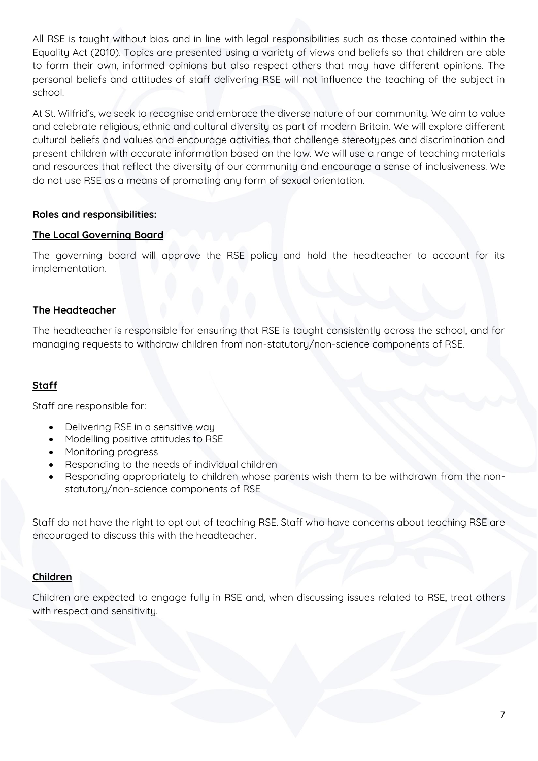All RSE is taught without bias and in line with legal responsibilities such as those contained within the Equality Act (2010). Topics are presented using a variety of views and beliefs so that children are able to form their own, informed opinions but also respect others that may have different opinions. The personal beliefs and attitudes of staff delivering RSE will not influence the teaching of the subject in school.

At St. Wilfrid's, we seek to recognise and embrace the diverse nature of our community. We aim to value and celebrate religious, ethnic and cultural diversity as part of modern Britain. We will explore different cultural beliefs and values and encourage activities that challenge stereotypes and discrimination and present children with accurate information based on the law. We will use a range of teaching materials and resources that reflect the diversity of our community and encourage a sense of inclusiveness. We do not use RSE as a means of promoting any form of sexual orientation.

## Roles and responsibilities:

### The Local Governing Board

The governing board will approve the RSE policy and hold the headteacher to account for its implementation.

### The Headteacher

The headteacher is responsible for ensuring that RSE is taught consistently across the school, and for managing requests to withdraw children from non-statutory/non-science components of RSE.

### Staff

Staff are responsible for:

- Delivering RSE in a sensitive way
- Modelling positive attitudes to RSE
- Monitoring progress
- Responding to the needs of individual children
- Responding appropriately to children whose parents wish them to be withdrawn from the non-statutory/non-science components of RSE

Staff do not have the right to opt out of teaching RSE. Staff who have concerns about teaching RSE are encouraged to discuss this with the headteacher.

### Children

Children are expected to engage fully in RSE and, when discussing issues related to RSE, treat others with respect and sensitivity.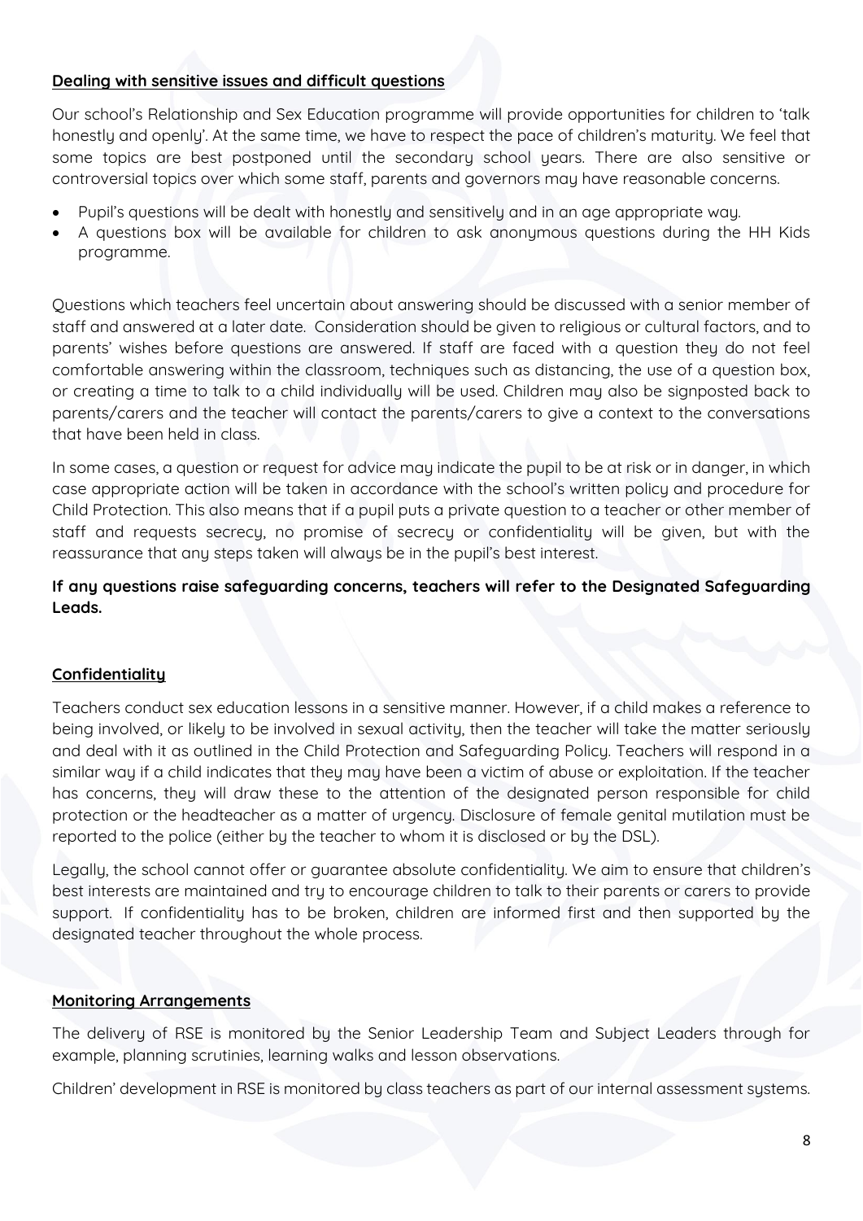**Dealing with sensitive issues and difficult questions**

Our school's Relationship and Sex Education programme will provide opportunities for children to 'talk honestly and openly'. At the same time, we have to respect the pace of children's maturity. We feel that some topics are best postponed until the secondary school years. There are also sensitive or controversial topics over which some staff, parents and governors may have reasonable concerns.

- Pupil's questions will be dealt with honestly and sensitively and in an age appropriate way.
- A questions box will be available for children to ask anonymous questions during the HH Kids programme.

Questions which teachers feel uncertain about answering should be discussed with a senior member of staff and answered at a later date. Consideration should be given to religious or cultural factors, and to parents' wishes before questions are answered. If staff are faced with a question they do not feel comfortable answering within the classroom, techniques such as distancing, the use of a question box, or creating a time to talk to a child individually will be used. Children may also be signposted back to parents/carers and the teacher will contact the parents/carers to give a context to the conversations that have been held in class.

In some cases, a question or request for advice may indicate the pupil to be at risk or in danger, in which case appropriate action will be taken in accordance with the school's written policy and procedure for Child Protection. This also means that if a pupil puts a private question to a teacher or other member of staff and requests secrecy, no promise of secrecy or confidentiality will be given, but with the reassurance that any steps taken will always be in the pupil's best interest.

**If any questions raise safeguarding concerns, teachers will refer to the Designated Safeguarding Leads.**

**Confidentiality**

Teachers conduct sex education lessons in a sensitive manner. However, if a child makes a reference to being involved, or likely to be involved in sexual activity, then the teacher will take the matter seriously and deal with it as outlined in the Child Protection and Safeguarding Policy. Teachers will respond in a similar way if a child indicates that they may have been a victim of abuse or exploitation. If the teacher has concerns, they will draw these to the attention of the designated person responsible for child protection or the headteacher as a matter of urgency. Disclosure of female genital mutilation must be reported to the police (either by the teacher to whom it is disclosed or by the DSL).

Legally, the school cannot offer or guarantee absolute confidentiality. We aim to ensure that children's best interests are maintained and try to encourage children to talk to their parents or carers to provide support. If confidentiality has to be broken, children are informed first and then supported by the designated teacher throughout the whole process.

**Monitoring Arrangements**

The delivery of RSE is monitored by the Senior Leadership Team and Subject Leaders through for example, planning scrutinies, learning walks and lesson observations.

Children' development in RSE is monitored by class teachers as part of our internal assessment systems.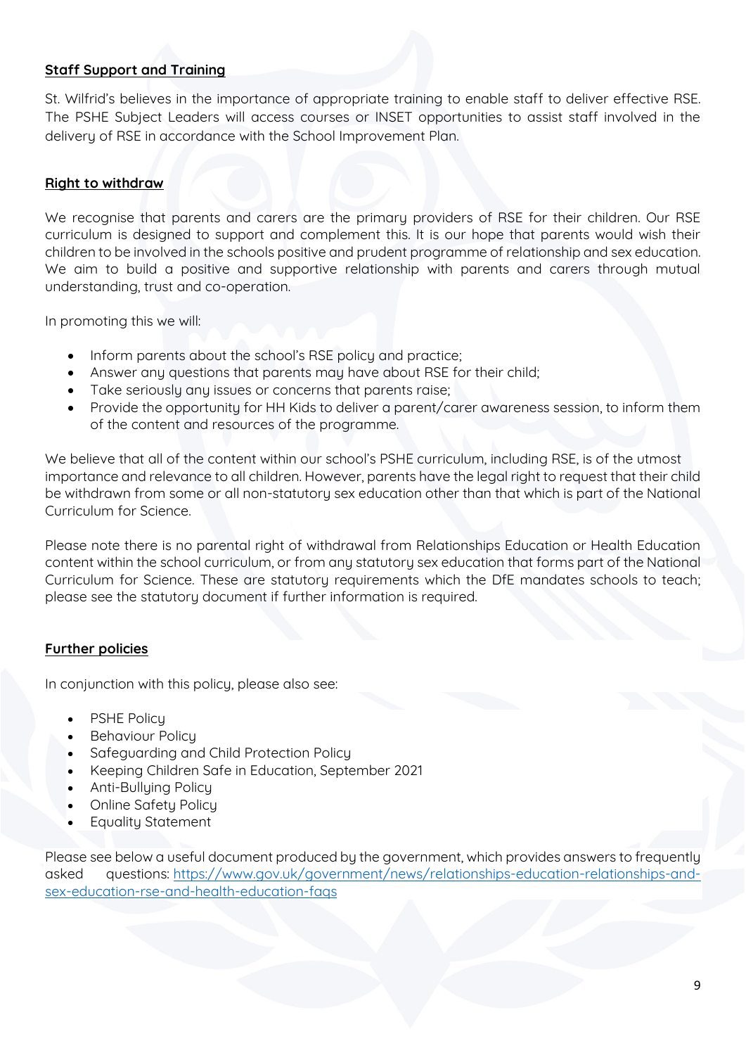## Staff Support and Training

St. Wilfrid's believes in the importance of appropriate training to enable staff to deliver effective RSE. The PSHE Subject Leaders will access courses or INSET opportunities to assist staff involved in the delivery of RSE in accordance with the School Improvement Plan.

## Right to withdraw

We recognise that parents and carers are the primary providers of RSE for their children. Our RSE curriculum is designed to support and complement this. It is our hope that parents would wish their children to be involved in the schools positive and prudent programme of relationship and sex education. We aim to build a positive and supportive relationship with parents and carers through mutual understanding, trust and co-operation.

In promoting this we will:

- Inform parents about the school's RSE policy and practice;
- Answer any questions that parents may have about RSE for their child;
- Take seriously any issues or concerns that parents raise;
- Provide the opportunity for HH Kids to deliver a parent/carer awareness session, to inform them of the content and resources of the programme.

We believe that all of the content within our school's PSHE curriculum, including RSE, is of the utmost importance and relevance to all children. However, parents have the legal right to request that their child be withdrawn from some or all non-statutory sex education other than that which is part of the National Curriculum for Science.

Please note there is no parental right of withdrawal from Relationships Education or Health Education content within the school curriculum, or from any statutory sex education that forms part of the National Curriculum for Science. These are statutory requirements which the DfE mandates schools to teach; please see the statutory document if further information is required.

## Further policies

In conjunction with this policy, please also see:

- PSHE Policy
- Behaviour Policy
- Safeguarding and Child Protection Policy
- Keeping Children Safe in Education, September 2021
- Anti-Bullying Policy
- Online Safety Policy
- Equality Statement

Please see below a useful document produced by the government, which provides answers to frequently asked questions: https://www.gov.uk/government/news/relationships-education-relationships-and-sex-education-rse-and-health-education-faqs